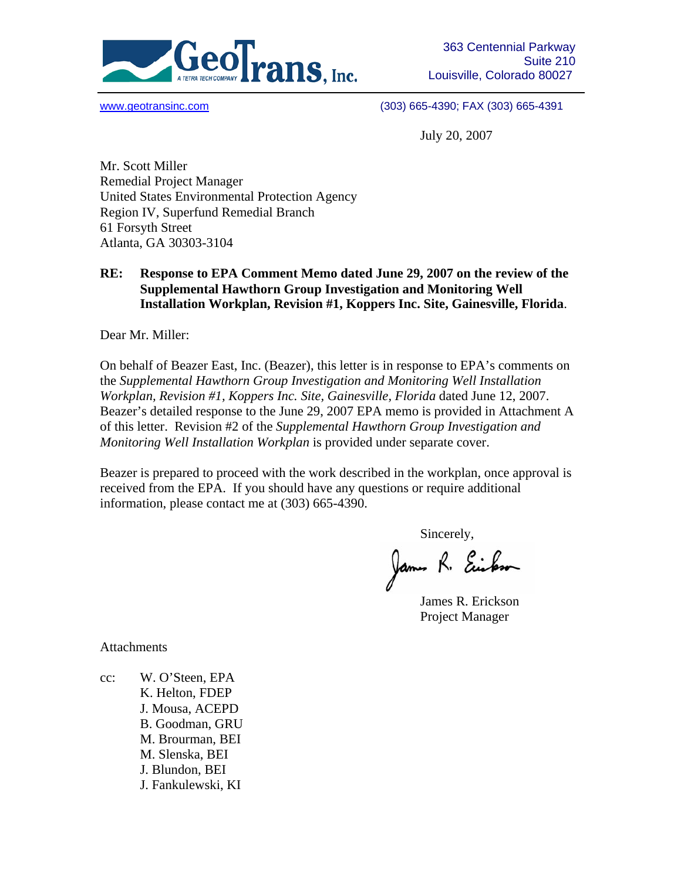GeoTrans, Inc.
A TETRA TECH COMPANY

363 Centennial Parkway
Suite 210
Louisville, Colorado 80027

www.geotransinc.com (303) 665-4390; FAX (303) 665-4391

July 20, 2007

Mr. Scott Miller
Remedial Project Manager
United States Environmental Protection Agency
Region IV, Superfund Remedial Branch
61 Forsyth Street
Atlanta, GA 30303-3104

**RE: Response to EPA Comment Memo dated June 29, 2007 on the review of the Supplemental Hawthorn Group Investigation and Monitoring Well Installation Workplan, Revision #1, Koppers Inc. Site, Gainesville, Florida**.

Dear Mr. Miller:

On behalf of Beazer East, Inc. (Beazer), this letter is in response to EPA's comments on the *Supplemental Hawthorn Group Investigation and Monitoring Well Installation Workplan, Revision #1, Koppers Inc. Site, Gainesville, Florida* dated June 12, 2007. Beazer's detailed response to the June 29, 2007 EPA memo is provided in Attachment A of this letter. Revision #2 of the *Supplemental Hawthorn Group Investigation and Monitoring Well Installation Workplan* is provided under separate cover.

Beazer is prepared to proceed with the work described in the workplan, once approval is received from the EPA. If you should have any questions or require additional information, please contact me at (303) 665-4390.

Sincerely,

James R. Erickson
Project Manager

Attachments

cc: W. O'Steen, EPA
K. Helton, FDEP
J. Mousa, ACEPD
B. Goodman, GRU
M. Brourman, BEI
M. Slenska, BEI
J. Blundon, BEI
J. Fankulewski, KI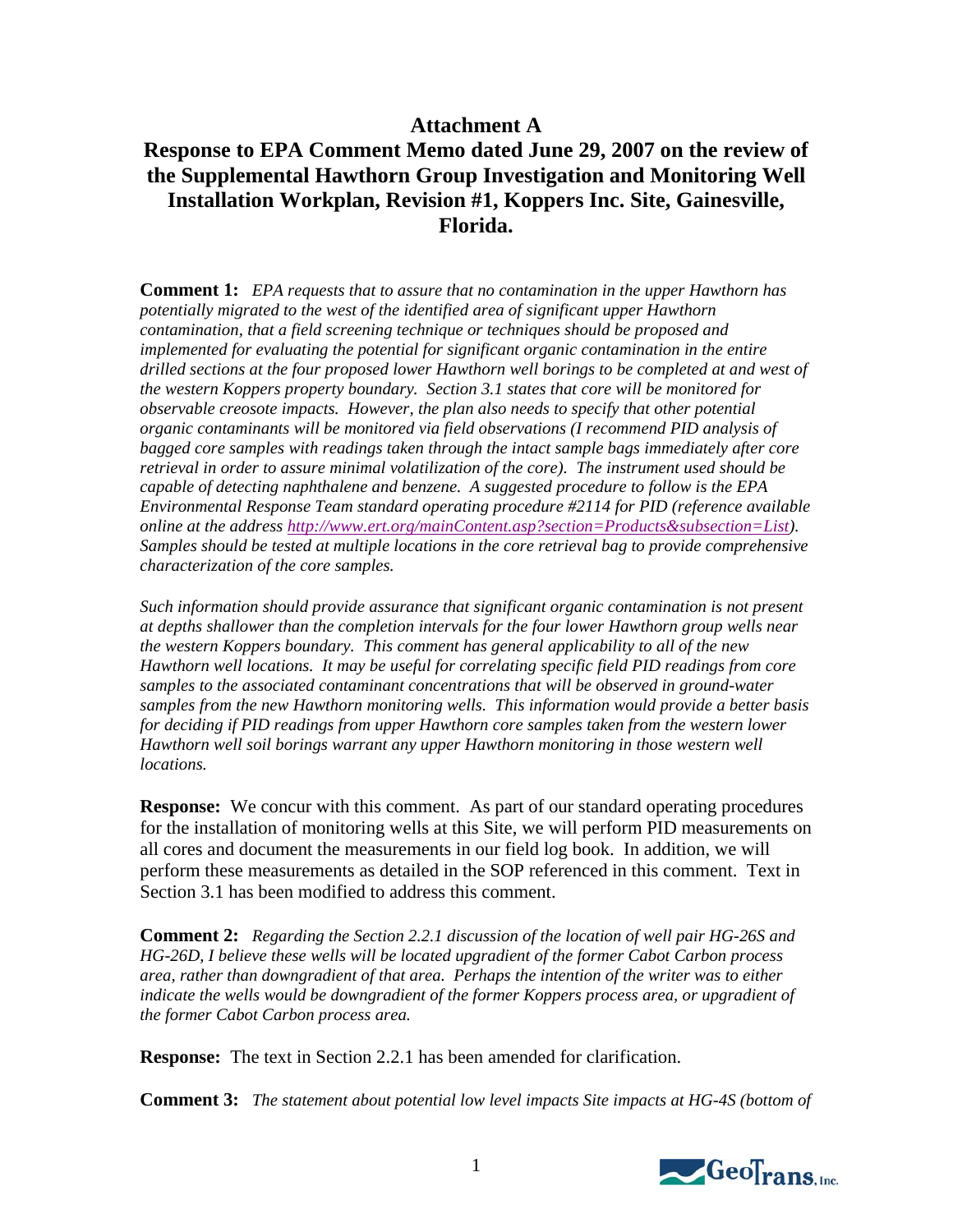## Attachment A

## Response to EPA Comment Memo dated June 29, 2007 on the review of the Supplemental Hawthorn Group Investigation and Monitoring Well Installation Workplan, Revision #1, Koppers Inc. Site, Gainesville, Florida.

**Comment 1:** *EPA requests that to assure that no contamination in the upper Hawthorn has potentially migrated to the west of the identified area of significant upper Hawthorn contamination, that a field screening technique or techniques should be proposed and implemented for evaluating the potential for significant organic contamination in the entire drilled sections at the four proposed lower Hawthorn well borings to be completed at and west of the western Koppers property boundary. Section 3.1 states that core will be monitored for observable creosote impacts. However, the plan also needs to specify that other potential organic contaminants will be monitored via field observations (I recommend PID analysis of bagged core samples with readings taken through the intact sample bags immediately after core retrieval in order to assure minimal volatilization of the core). The instrument used should be capable of detecting naphthalene and benzene. A suggested procedure to follow is the EPA Environmental Response Team standard operating procedure #2114 for PID (reference available online at the address http://www.ert.org/mainContent.asp?section=Products&subsection=List). Samples should be tested at multiple locations in the core retrieval bag to provide comprehensive characterization of the core samples.*

*Such information should provide assurance that significant organic contamination is not present at depths shallower than the completion intervals for the four lower Hawthorn group wells near the western Koppers boundary. This comment has general applicability to all of the new Hawthorn well locations. It may be useful for correlating specific field PID readings from core samples to the associated contaminant concentrations that will be observed in ground-water samples from the new Hawthorn monitoring wells. This information would provide a better basis for deciding if PID readings from upper Hawthorn core samples taken from the western lower Hawthorn well soil borings warrant any upper Hawthorn monitoring in those western well locations.*

**Response:** We concur with this comment. As part of our standard operating procedures for the installation of monitoring wells at this Site, we will perform PID measurements on all cores and document the measurements in our field log book. In addition, we will perform these measurements as detailed in the SOP referenced in this comment. Text in Section 3.1 has been modified to address this comment.

**Comment 2:** *Regarding the Section 2.2.1 discussion of the location of well pair HG-26S and HG-26D, I believe these wells will be located upgradient of the former Cabot Carbon process area, rather than downgradient of that area. Perhaps the intention of the writer was to either indicate the wells would be downgradient of the former Koppers process area, or upgradient of the former Cabot Carbon process area.*

**Response:** The text in Section 2.2.1 has been amended for clarification.

**Comment 3:** *The statement about potential low level impacts Site impacts at HG-4S (bottom of*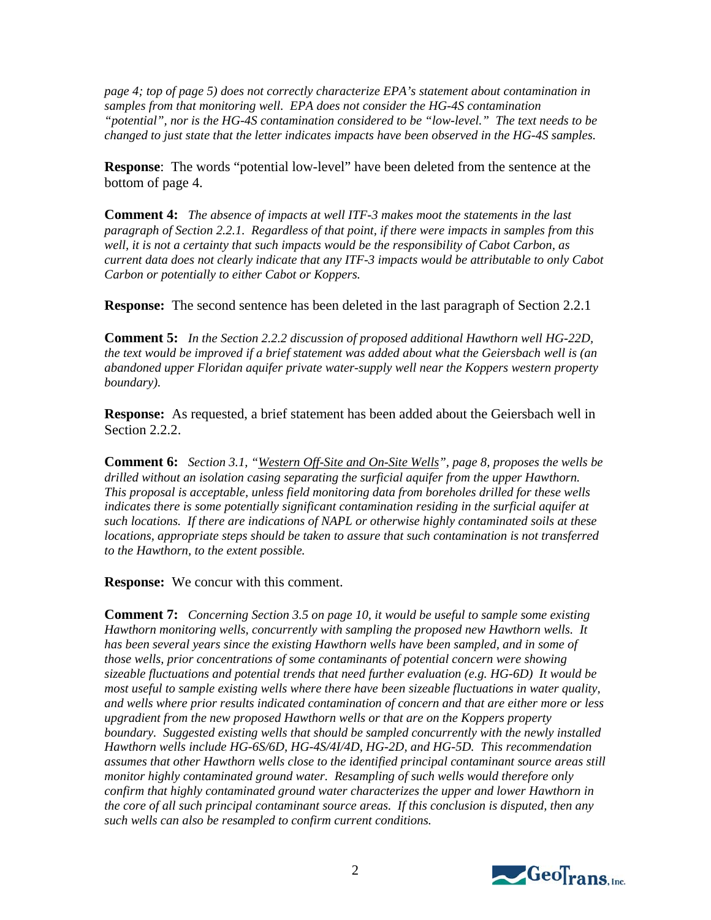*page 4; top of page 5) does not correctly characterize EPA's statement about contamination in samples from that monitoring well. EPA does not consider the HG-4S contamination "potential", nor is the HG-4S contamination considered to be "low-level." The text needs to be changed to just state that the letter indicates impacts have been observed in the HG-4S samples.*

**Response**: The words "potential low-level" have been deleted from the sentence at the bottom of page 4.

**Comment 4:** *The absence of impacts at well ITF-3 makes moot the statements in the last paragraph of Section 2.2.1. Regardless of that point, if there were impacts in samples from this well, it is not a certainty that such impacts would be the responsibility of Cabot Carbon, as current data does not clearly indicate that any ITF-3 impacts would be attributable to only Cabot Carbon or potentially to either Cabot or Koppers.*

**Response:** The second sentence has been deleted in the last paragraph of Section 2.2.1

**Comment 5:** *In the Section 2.2.2 discussion of proposed additional Hawthorn well HG-22D, the text would be improved if a brief statement was added about what the Geiersbach well is (an abandoned upper Floridan aquifer private water-supply well near the Koppers western property boundary).*

**Response:** As requested, a brief statement has been added about the Geiersbach well in Section 2.2.2.

**Comment 6:** *Section 3.1, "Western Off-Site and On-Site Wells", page 8, proposes the wells be drilled without an isolation casing separating the surficial aquifer from the upper Hawthorn. This proposal is acceptable, unless field monitoring data from boreholes drilled for these wells indicates there is some potentially significant contamination residing in the surficial aquifer at such locations. If there are indications of NAPL or otherwise highly contaminated soils at these locations, appropriate steps should be taken to assure that such contamination is not transferred to the Hawthorn, to the extent possible.*

**Response:** We concur with this comment.

**Comment 7:** *Concerning Section 3.5 on page 10, it would be useful to sample some existing Hawthorn monitoring wells, concurrently with sampling the proposed new Hawthorn wells. It has been several years since the existing Hawthorn wells have been sampled, and in some of those wells, prior concentrations of some contaminants of potential concern were showing sizeable fluctuations and potential trends that need further evaluation (e.g. HG-6D) It would be most useful to sample existing wells where there have been sizeable fluctuations in water quality, and wells where prior results indicated contamination of concern and that are either more or less upgradient from the new proposed Hawthorn wells or that are on the Koppers property boundary. Suggested existing wells that should be sampled concurrently with the newly installed Hawthorn wells include HG-6S/6D, HG-4S/4I/4D, HG-2D, and HG-5D. This recommendation assumes that other Hawthorn wells close to the identified principal contaminant source areas still monitor highly contaminated ground water. Resampling of such wells would therefore only confirm that highly contaminated ground water characterizes the upper and lower Hawthorn in the core of all such principal contaminant source areas. If this conclusion is disputed, then any such wells can also be resampled to confirm current conditions.*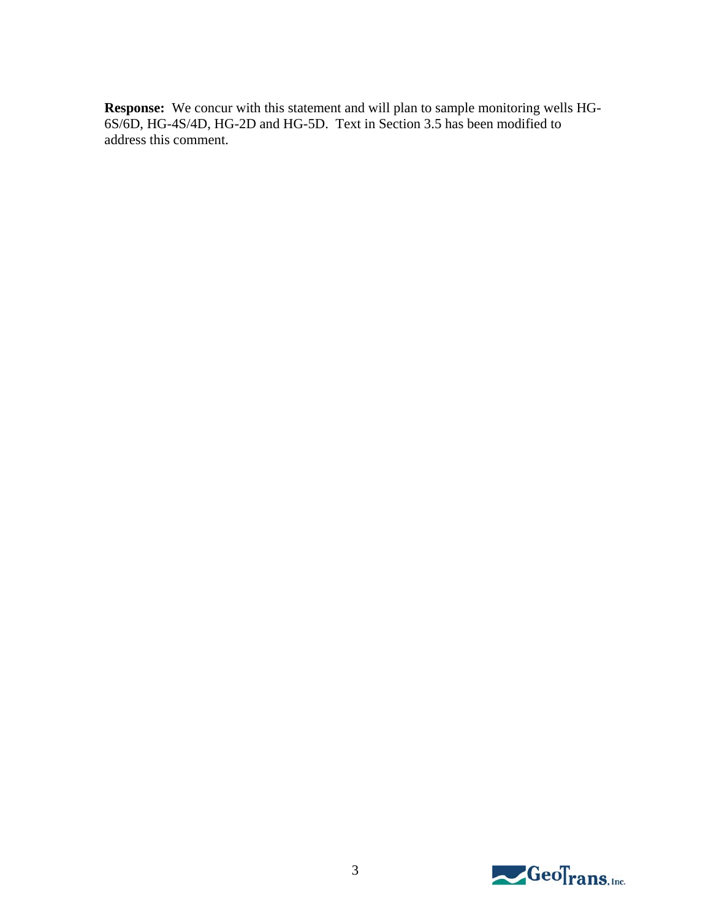**Response:** We concur with this statement and will plan to sample monitoring wells HG-6S/6D, HG-4S/4D, HG-2D and HG-5D. Text in Section 3.5 has been modified to address this comment.